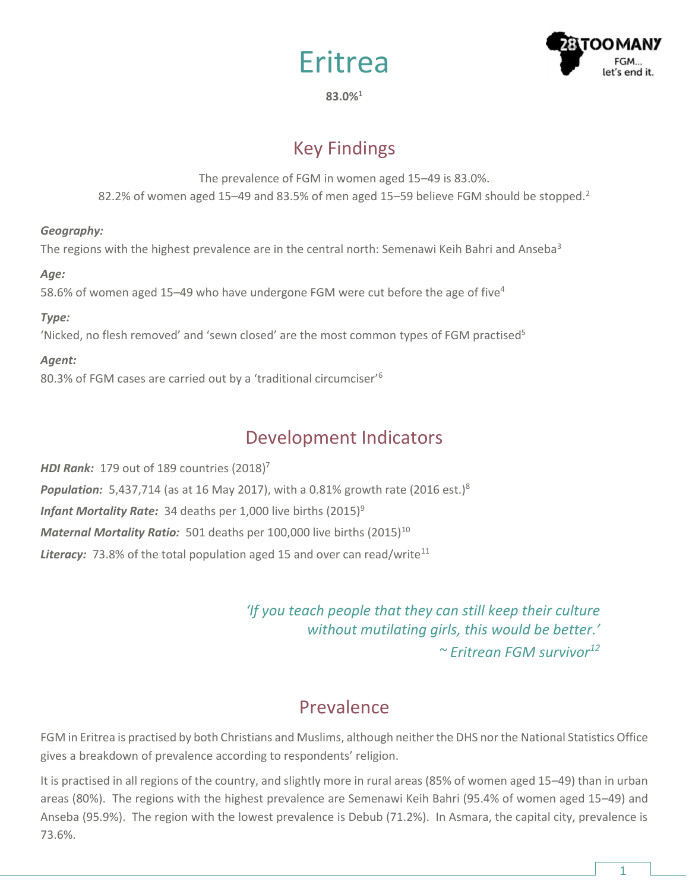# Eritrea

**83.0%**[1]

## Key Findings

The prevalence of FGM in women aged 15–49 is 83.0%.
82.2% of women aged 15–49 and 83.5% of men aged 15–59 believe FGM should be stopped.[2]

***Geography:***
The regions with the highest prevalence are in the central north: Semenawi Keih Bahri and Anseba[3]

***Age:***
58.6% of women aged 15–49 who have undergone FGM were cut before the age of five[4]

***Type:***
'Nicked, no flesh removed' and 'sewn closed' are the most common types of FGM practised[5]

***Agent:***
80.3% of FGM cases are carried out by a 'traditional circumciser'[6]

## Development Indicators

***HDI Rank:*** 179 out of 189 countries (2018)[7]

***Population:*** 5,437,714 (as at 16 May 2017), with a 0.81% growth rate (2016 est.)[8]

***Infant Mortality Rate:*** 34 deaths per 1,000 live births (2015)[9]

***Maternal Mortality Ratio:*** 501 deaths per 100,000 live births (2015)[10]

***Literacy:*** 73.8% of the total population aged 15 and over can read/write[11]

> *'If you teach people that they can still keep their culture without mutilating girls, this would be better.'*
> *~ Eritrean FGM survivor*[12]

## Prevalence

FGM in Eritrea is practised by both Christians and Muslims, although neither the DHS nor the National Statistics Office gives a breakdown of prevalence according to respondents' religion.

It is practised in all regions of the country, and slightly more in rural areas (85% of women aged 15–49) than in urban areas (80%). The regions with the highest prevalence are Semenawi Keih Bahri (95.4% of women aged 15–49) and Anseba (95.9%). The region with the lowest prevalence is Debub (71.2%). In Asmara, the capital city, prevalence is 73.6%.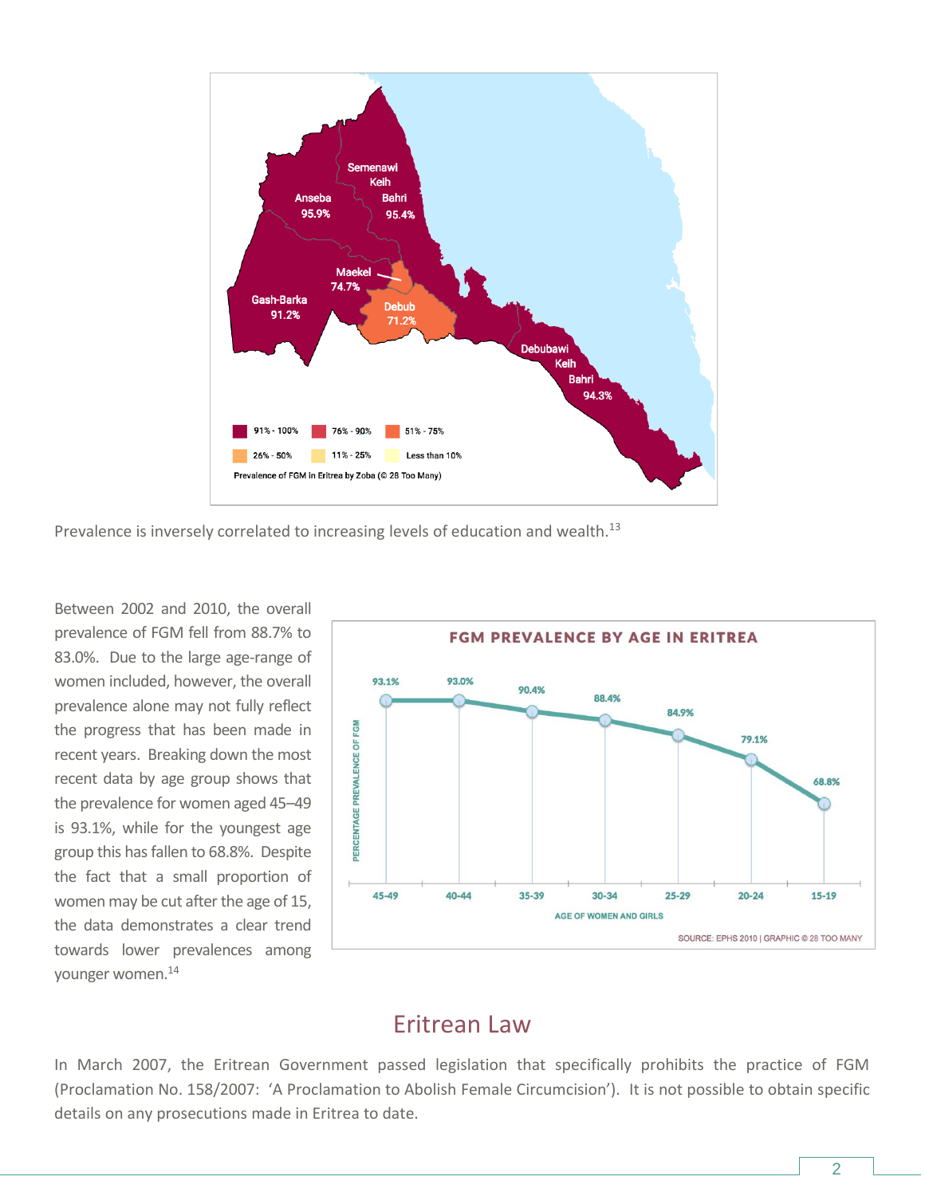Semenawi Keih Bahri 95.4%

Anseba 95.9%

Maekel 74.7%

Gash-Barka 91.2%

Debub 71.2%

Debubawi Keih Bahri 94.3%

91% - 100% | 76% - 90% | 51% - 75% | 26% - 50% | 11% - 25% | Less than 10%

Prevalence of FGM in Eritrea by Zoba (© 28 Too Many)

Prevalence is inversely correlated to increasing levels of education and wealth.[13]

Between 2002 and 2010, the overall prevalence of FGM fell from 88.7% to 83.0%. Due to the large age-range of women included, however, the overall prevalence alone may not fully reflect the progress that has been made in recent years. Breaking down the most recent data by age group shows that the prevalence for women aged 45–49 is 93.1%, while for the youngest age group this has fallen to 68.8%. Despite the fact that a small proportion of women may be cut after the age of 15, the data demonstrates a clear trend towards lower prevalences among younger women.[14]

**FGM PREVALENCE BY AGE IN ERITREA**

| Age of women and girls | 45-49 | 40-44 | 35-39 | 30-34 | 25-29 | 20-24 | 15-19 |
|---|---|---|---|---|---|---|---|
| Percentage prevalence of FGM | 93.1% | 93.0% | 90.4% | 88.4% | 84.9% | 79.1% | 68.8% |

SOURCE: EPHS 2010 | GRAPHIC © 28 TOO MANY

## Eritrean Law

In March 2007, the Eritrean Government passed legislation that specifically prohibits the practice of FGM (Proclamation No. 158/2007: 'A Proclamation to Abolish Female Circumcision'). It is not possible to obtain specific details on any prosecutions made in Eritrea to date.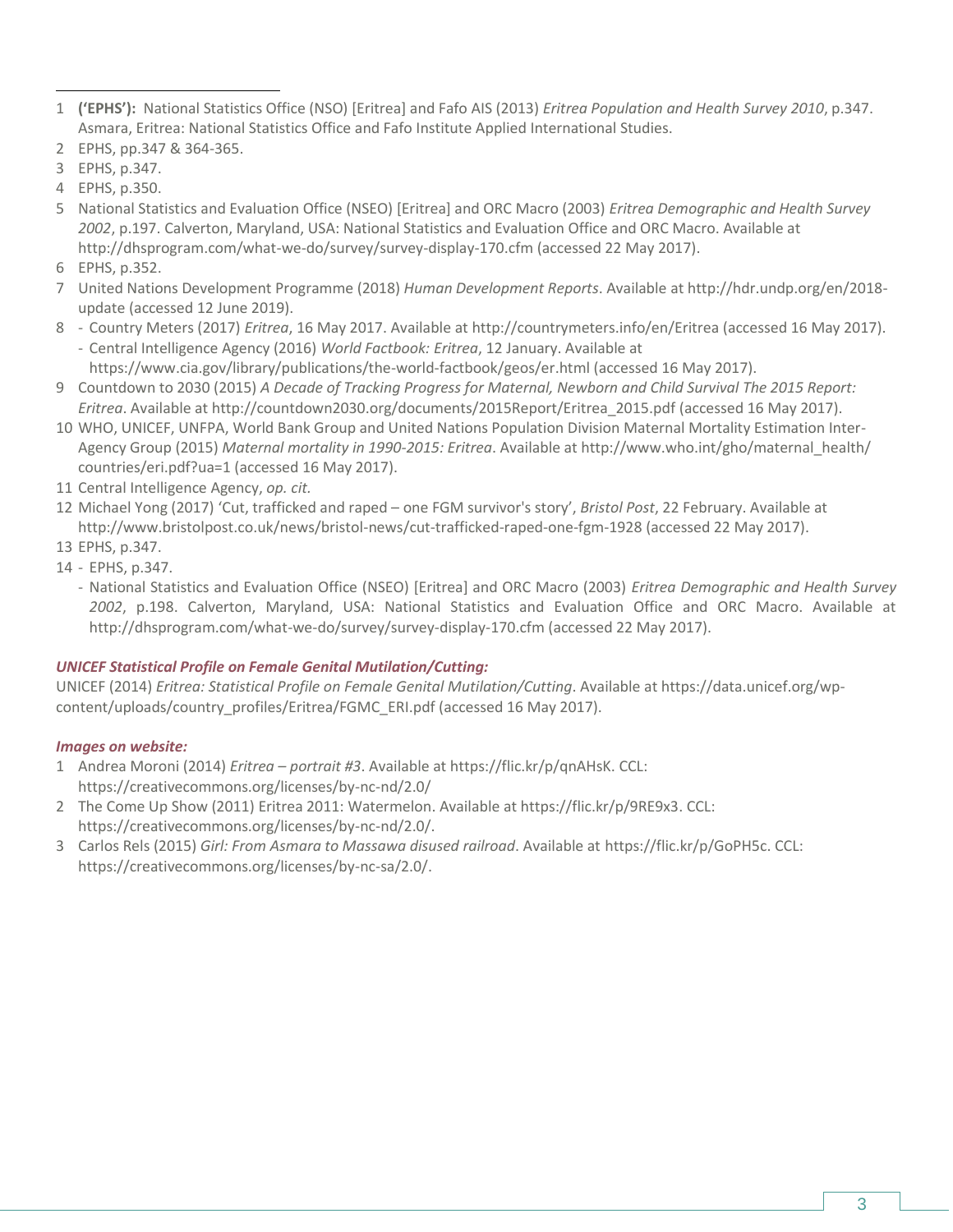1 **('EPHS'):** National Statistics Office (NSO) [Eritrea] and Fafo AIS (2013) *Eritrea Population and Health Survey 2010*, p.347. Asmara, Eritrea: National Statistics Office and Fafo Institute Applied International Studies.

2 EPHS, pp.347 & 364-365.

3 EPHS, p.347.

4 EPHS, p.350.

5 National Statistics and Evaluation Office (NSEO) [Eritrea] and ORC Macro (2003) *Eritrea Demographic and Health Survey 2002*, p.197. Calverton, Maryland, USA: National Statistics and Evaluation Office and ORC Macro. Available at http://dhsprogram.com/what-we-do/survey/survey-display-170.cfm (accessed 22 May 2017).

6 EPHS, p.352.

7 United Nations Development Programme (2018) *Human Development Reports*. Available at http://hdr.undp.org/en/2018-update (accessed 12 June 2019).

8 - Country Meters (2017) *Eritrea*, 16 May 2017. Available at http://countrymeters.info/en/Eritrea (accessed 16 May 2017).
  - Central Intelligence Agency (2016) *World Factbook: Eritrea*, 12 January. Available at https://www.cia.gov/library/publications/the-world-factbook/geos/er.html (accessed 16 May 2017).

9 Countdown to 2030 (2015) *A Decade of Tracking Progress for Maternal, Newborn and Child Survival The 2015 Report: Eritrea*. Available at http://countdown2030.org/documents/2015Report/Eritrea_2015.pdf (accessed 16 May 2017).

10 WHO, UNICEF, UNFPA, World Bank Group and United Nations Population Division Maternal Mortality Estimation Inter-Agency Group (2015) *Maternal mortality in 1990-2015: Eritrea*. Available at http://www.who.int/gho/maternal_health/countries/eri.pdf?ua=1 (accessed 16 May 2017).

11 Central Intelligence Agency, *op. cit.*

12 Michael Yong (2017) 'Cut, trafficked and raped – one FGM survivor's story', *Bristol Post*, 22 February. Available at http://www.bristolpost.co.uk/news/bristol-news/cut-trafficked-raped-one-fgm-1928 (accessed 22 May 2017).

13 EPHS, p.347.

14 - EPHS, p.347.
  - National Statistics and Evaluation Office (NSEO) [Eritrea] and ORC Macro (2003) *Eritrea Demographic and Health Survey 2002*, p.198. Calverton, Maryland, USA: National Statistics and Evaluation Office and ORC Macro. Available at http://dhsprogram.com/what-we-do/survey/survey-display-170.cfm (accessed 22 May 2017).

***UNICEF Statistical Profile on Female Genital Mutilation/Cutting:***

UNICEF (2014) *Eritrea: Statistical Profile on Female Genital Mutilation/Cutting*. Available at https://data.unicef.org/wp-content/uploads/country_profiles/Eritrea/FGMC_ERI.pdf (accessed 16 May 2017).

***Images on website:***

1 Andrea Moroni (2014) *Eritrea – portrait #3*. Available at https://flic.kr/p/qnAHsK. CCL: https://creativecommons.org/licenses/by-nc-nd/2.0/

2 The Come Up Show (2011) Eritrea 2011: Watermelon. Available at https://flic.kr/p/9RE9x3. CCL: https://creativecommons.org/licenses/by-nc-nd/2.0/.

3 Carlos Rels (2015) *Girl: From Asmara to Massawa disused railroad*. Available at https://flic.kr/p/GoPH5c. CCL: https://creativecommons.org/licenses/by-nc-sa/2.0/.